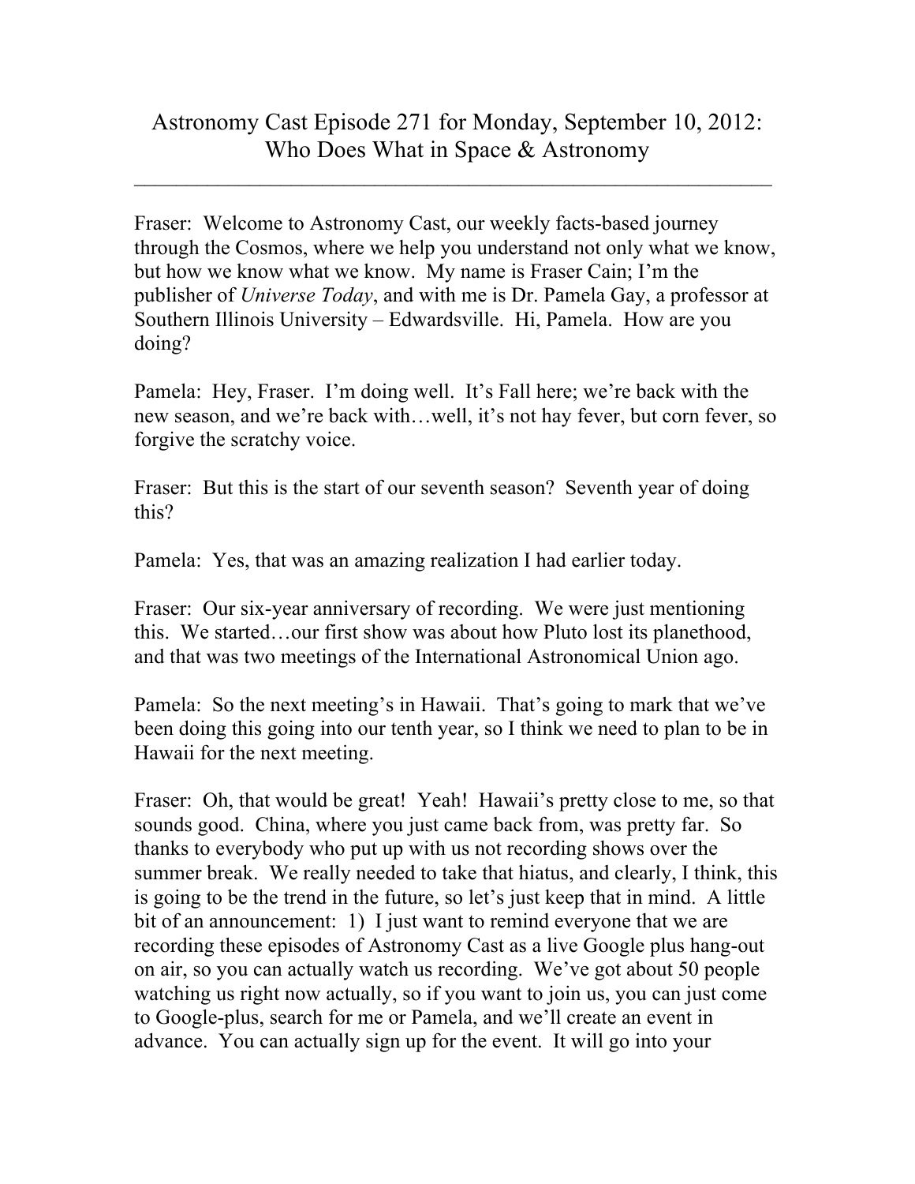# Astronomy Cast Episode 271 for Monday, September 10, 2012: Who Does What in Space & Astronomy

---

Fraser: Welcome to Astronomy Cast, our weekly facts-based journey through the Cosmos, where we help you understand not only what we know, but how we know what we know. My name is Fraser Cain; I'm the publisher of *Universe Today*, and with me is Dr. Pamela Gay, a professor at Southern Illinois University – Edwardsville. Hi, Pamela. How are you doing?

Pamela: Hey, Fraser. I'm doing well. It's Fall here; we're back with the new season, and we're back with…well, it's not hay fever, but corn fever, so forgive the scratchy voice.

Fraser: But this is the start of our seventh season? Seventh year of doing this?

Pamela: Yes, that was an amazing realization I had earlier today.

Fraser: Our six-year anniversary of recording. We were just mentioning this. We started…our first show was about how Pluto lost its planethood, and that was two meetings of the International Astronomical Union ago.

Pamela: So the next meeting's in Hawaii. That's going to mark that we've been doing this going into our tenth year, so I think we need to plan to be in Hawaii for the next meeting.

Fraser: Oh, that would be great! Yeah! Hawaii's pretty close to me, so that sounds good. China, where you just came back from, was pretty far. So thanks to everybody who put up with us not recording shows over the summer break. We really needed to take that hiatus, and clearly, I think, this is going to be the trend in the future, so let's just keep that in mind. A little bit of an announcement: 1) I just want to remind everyone that we are recording these episodes of Astronomy Cast as a live Google plus hang-out on air, so you can actually watch us recording. We've got about 50 people watching us right now actually, so if you want to join us, you can just come to Google-plus, search for me or Pamela, and we'll create an event in advance. You can actually sign up for the event. It will go into your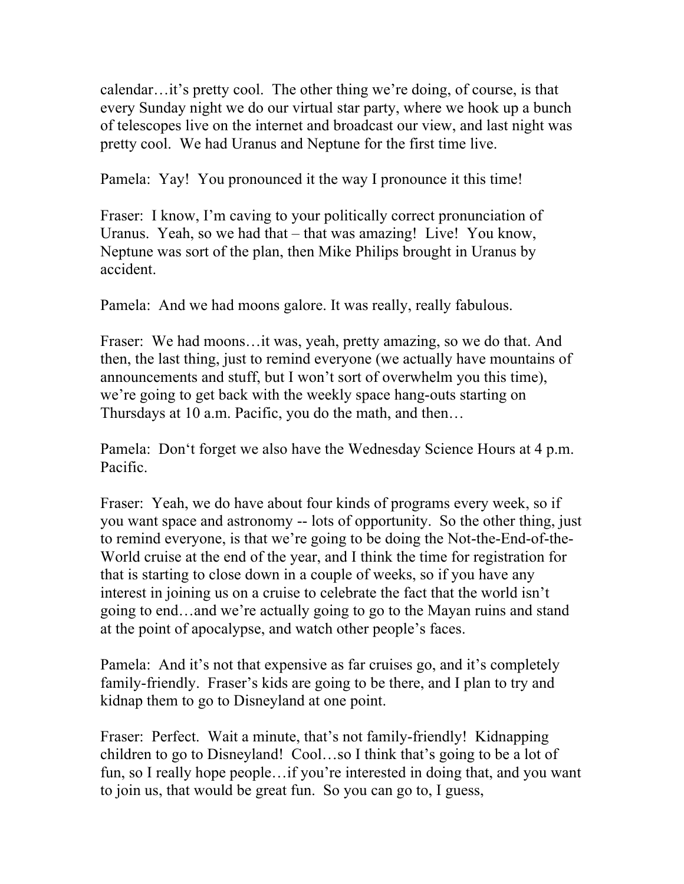calendar…it's pretty cool. The other thing we're doing, of course, is that every Sunday night we do our virtual star party, where we hook up a bunch of telescopes live on the internet and broadcast our view, and last night was pretty cool. We had Uranus and Neptune for the first time live.

Pamela: Yay! You pronounced it the way I pronounce it this time!

Fraser: I know, I'm caving to your politically correct pronunciation of Uranus. Yeah, so we had that – that was amazing! Live! You know, Neptune was sort of the plan, then Mike Philips brought in Uranus by accident.

Pamela: And we had moons galore. It was really, really fabulous.

Fraser: We had moons…it was, yeah, pretty amazing, so we do that. And then, the last thing, just to remind everyone (we actually have mountains of announcements and stuff, but I won't sort of overwhelm you this time), we're going to get back with the weekly space hang-outs starting on Thursdays at 10 a.m. Pacific, you do the math, and then…

Pamela: Don't forget we also have the Wednesday Science Hours at 4 p.m. Pacific.

Fraser: Yeah, we do have about four kinds of programs every week, so if you want space and astronomy -- lots of opportunity. So the other thing, just to remind everyone, is that we're going to be doing the Not-the-End-of-the-World cruise at the end of the year, and I think the time for registration for that is starting to close down in a couple of weeks, so if you have any interest in joining us on a cruise to celebrate the fact that the world isn't going to end…and we're actually going to go to the Mayan ruins and stand at the point of apocalypse, and watch other people's faces.

Pamela: And it's not that expensive as far cruises go, and it's completely family-friendly. Fraser's kids are going to be there, and I plan to try and kidnap them to go to Disneyland at one point.

Fraser: Perfect. Wait a minute, that's not family-friendly! Kidnapping children to go to Disneyland! Cool…so I think that's going to be a lot of fun, so I really hope people…if you're interested in doing that, and you want to join us, that would be great fun. So you can go to, I guess,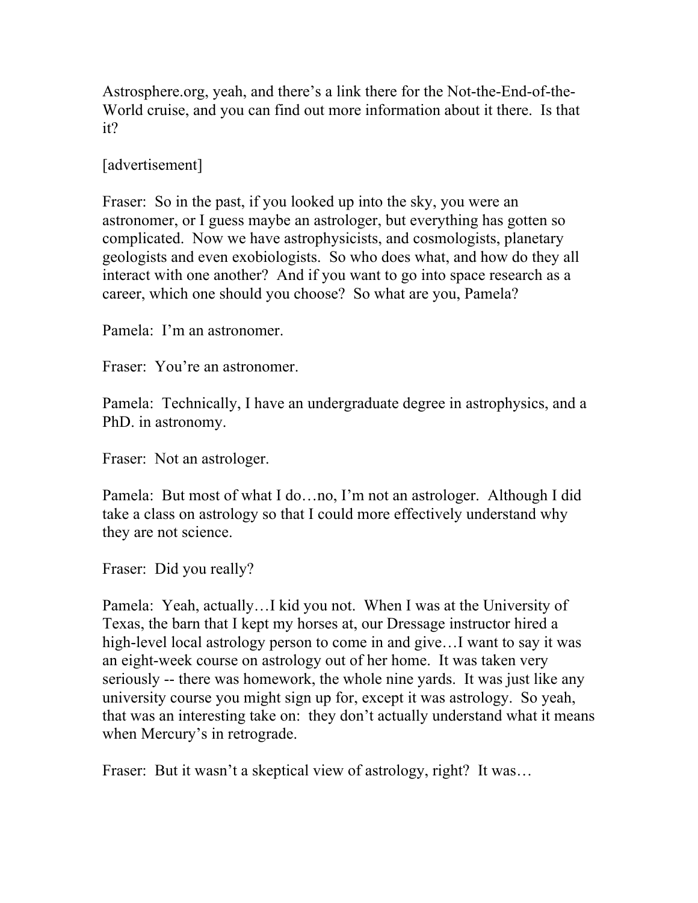Astrosphere.org, yeah, and there's a link there for the Not-the-End-of-the-World cruise, and you can find out more information about it there. Is that it?

[advertisement]

Fraser: So in the past, if you looked up into the sky, you were an astronomer, or I guess maybe an astrologer, but everything has gotten so complicated. Now we have astrophysicists, and cosmologists, planetary geologists and even exobiologists. So who does what, and how do they all interact with one another? And if you want to go into space research as a career, which one should you choose? So what are you, Pamela?

Pamela: I'm an astronomer.

Fraser: You're an astronomer.

Pamela: Technically, I have an undergraduate degree in astrophysics, and a PhD. in astronomy.

Fraser: Not an astrologer.

Pamela: But most of what I do…no, I'm not an astrologer. Although I did take a class on astrology so that I could more effectively understand why they are not science.

Fraser: Did you really?

Pamela: Yeah, actually…I kid you not. When I was at the University of Texas, the barn that I kept my horses at, our Dressage instructor hired a high-level local astrology person to come in and give…I want to say it was an eight-week course on astrology out of her home. It was taken very seriously -- there was homework, the whole nine yards. It was just like any university course you might sign up for, except it was astrology. So yeah, that was an interesting take on: they don't actually understand what it means when Mercury's in retrograde.

Fraser: But it wasn't a skeptical view of astrology, right? It was…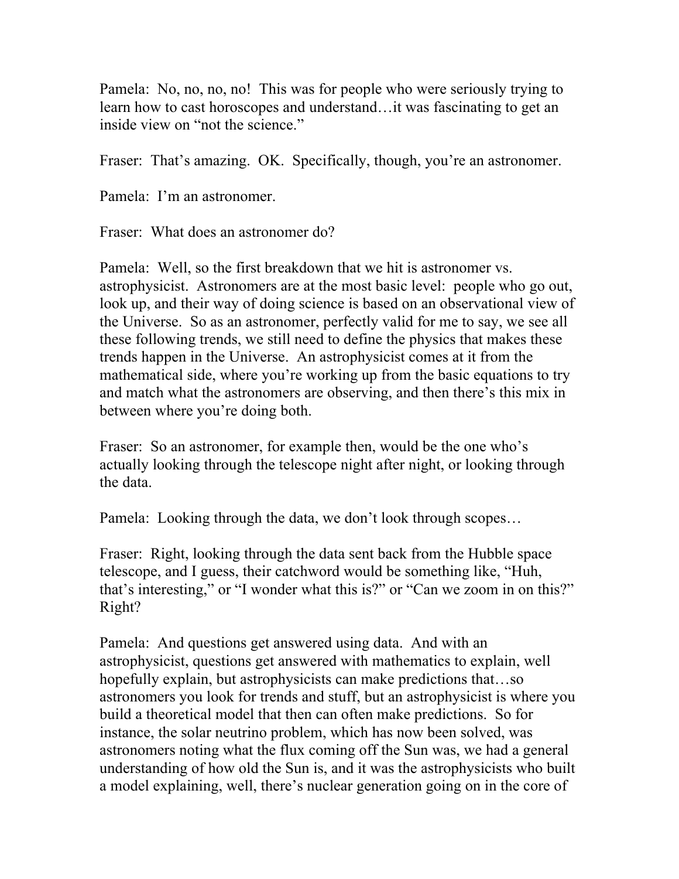Pamela: No, no, no, no! This was for people who were seriously trying to learn how to cast horoscopes and understand…it was fascinating to get an inside view on "not the science."

Fraser: That's amazing. OK. Specifically, though, you're an astronomer.

Pamela: I'm an astronomer.

Fraser: What does an astronomer do?

Pamela: Well, so the first breakdown that we hit is astronomer vs. astrophysicist. Astronomers are at the most basic level: people who go out, look up, and their way of doing science is based on an observational view of the Universe. So as an astronomer, perfectly valid for me to say, we see all these following trends, we still need to define the physics that makes these trends happen in the Universe. An astrophysicist comes at it from the mathematical side, where you're working up from the basic equations to try and match what the astronomers are observing, and then there's this mix in between where you're doing both.

Fraser: So an astronomer, for example then, would be the one who's actually looking through the telescope night after night, or looking through the data.

Pamela: Looking through the data, we don't look through scopes…

Fraser: Right, looking through the data sent back from the Hubble space telescope, and I guess, their catchword would be something like, "Huh, that's interesting," or "I wonder what this is?" or "Can we zoom in on this?" Right?

Pamela: And questions get answered using data. And with an astrophysicist, questions get answered with mathematics to explain, well hopefully explain, but astrophysicists can make predictions that…so astronomers you look for trends and stuff, but an astrophysicist is where you build a theoretical model that then can often make predictions. So for instance, the solar neutrino problem, which has now been solved, was astronomers noting what the flux coming off the Sun was, we had a general understanding of how old the Sun is, and it was the astrophysicists who built a model explaining, well, there's nuclear generation going on in the core of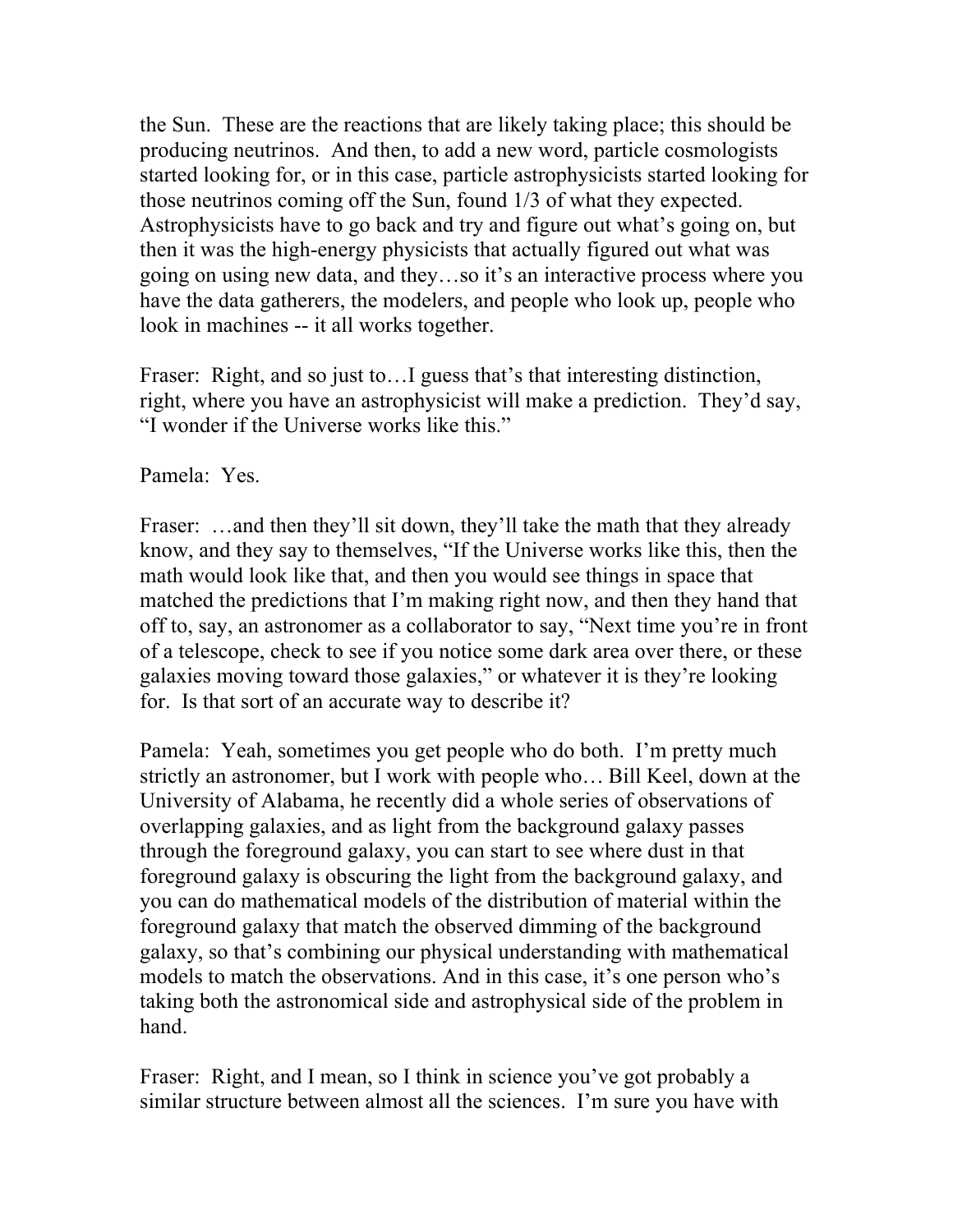the Sun. These are the reactions that are likely taking place; this should be producing neutrinos. And then, to add a new word, particle cosmologists started looking for, or in this case, particle astrophysicists started looking for those neutrinos coming off the Sun, found 1/3 of what they expected. Astrophysicists have to go back and try and figure out what's going on, but then it was the high-energy physicists that actually figured out what was going on using new data, and they…so it's an interactive process where you have the data gatherers, the modelers, and people who look up, people who look in machines -- it all works together.

Fraser: Right, and so just to…I guess that's that interesting distinction, right, where you have an astrophysicist will make a prediction. They'd say, "I wonder if the Universe works like this."

Pamela: Yes.

Fraser: …and then they'll sit down, they'll take the math that they already know, and they say to themselves, "If the Universe works like this, then the math would look like that, and then you would see things in space that matched the predictions that I'm making right now, and then they hand that off to, say, an astronomer as a collaborator to say, "Next time you're in front of a telescope, check to see if you notice some dark area over there, or these galaxies moving toward those galaxies," or whatever it is they're looking for. Is that sort of an accurate way to describe it?

Pamela: Yeah, sometimes you get people who do both. I'm pretty much strictly an astronomer, but I work with people who… Bill Keel, down at the University of Alabama, he recently did a whole series of observations of overlapping galaxies, and as light from the background galaxy passes through the foreground galaxy, you can start to see where dust in that foreground galaxy is obscuring the light from the background galaxy, and you can do mathematical models of the distribution of material within the foreground galaxy that match the observed dimming of the background galaxy, so that's combining our physical understanding with mathematical models to match the observations. And in this case, it's one person who's taking both the astronomical side and astrophysical side of the problem in hand.

Fraser: Right, and I mean, so I think in science you've got probably a similar structure between almost all the sciences. I'm sure you have with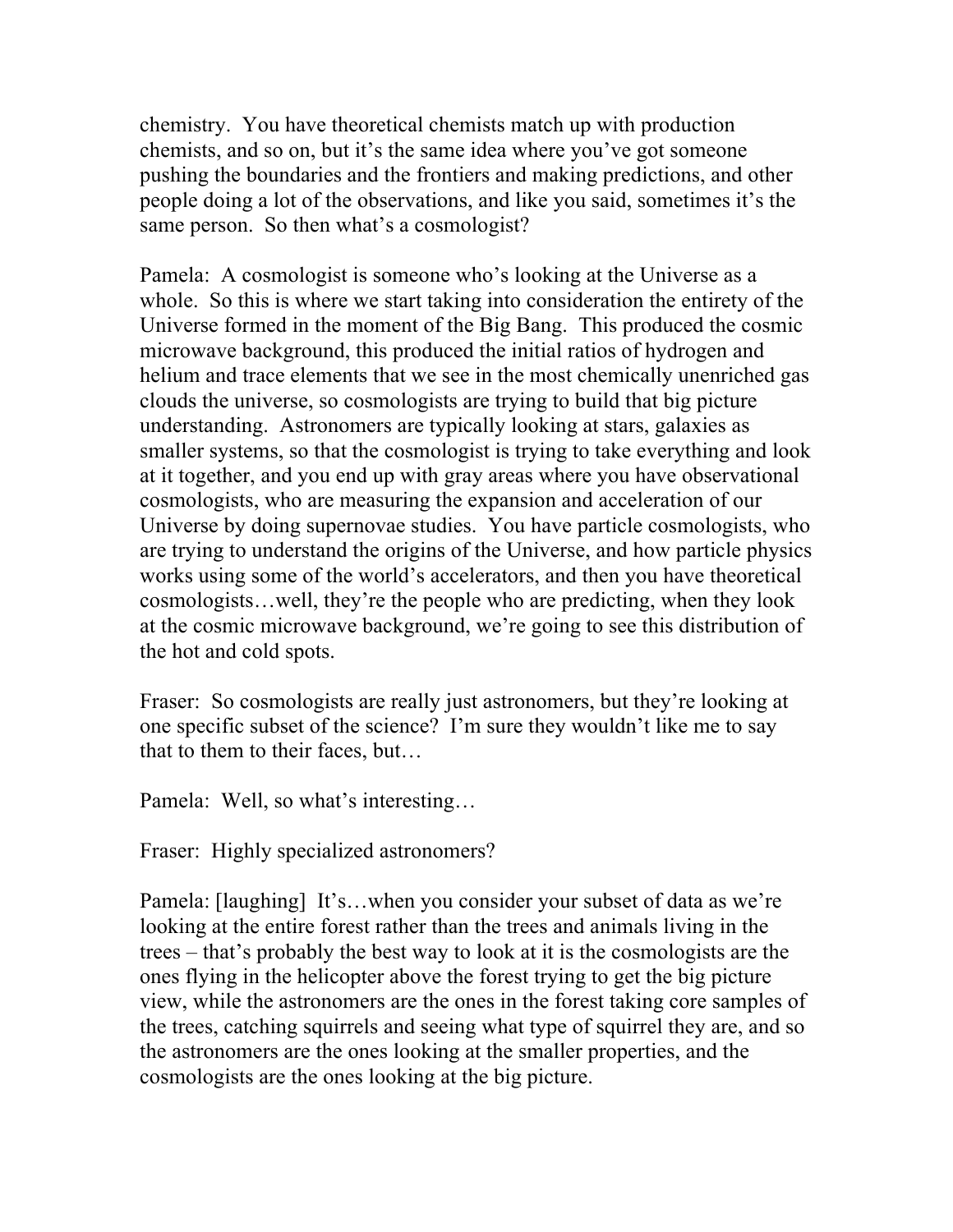chemistry. You have theoretical chemists match up with production chemists, and so on, but it's the same idea where you've got someone pushing the boundaries and the frontiers and making predictions, and other people doing a lot of the observations, and like you said, sometimes it's the same person. So then what's a cosmologist?

Pamela: A cosmologist is someone who's looking at the Universe as a whole. So this is where we start taking into consideration the entirety of the Universe formed in the moment of the Big Bang. This produced the cosmic microwave background, this produced the initial ratios of hydrogen and helium and trace elements that we see in the most chemically unenriched gas clouds the universe, so cosmologists are trying to build that big picture understanding. Astronomers are typically looking at stars, galaxies as smaller systems, so that the cosmologist is trying to take everything and look at it together, and you end up with gray areas where you have observational cosmologists, who are measuring the expansion and acceleration of our Universe by doing supernovae studies. You have particle cosmologists, who are trying to understand the origins of the Universe, and how particle physics works using some of the world's accelerators, and then you have theoretical cosmologists…well, they're the people who are predicting, when they look at the cosmic microwave background, we're going to see this distribution of the hot and cold spots.

Fraser: So cosmologists are really just astronomers, but they're looking at one specific subset of the science? I'm sure they wouldn't like me to say that to them to their faces, but…

Pamela: Well, so what's interesting…

Fraser: Highly specialized astronomers?

Pamela: [laughing] It's…when you consider your subset of data as we're looking at the entire forest rather than the trees and animals living in the trees – that's probably the best way to look at it is the cosmologists are the ones flying in the helicopter above the forest trying to get the big picture view, while the astronomers are the ones in the forest taking core samples of the trees, catching squirrels and seeing what type of squirrel they are, and so the astronomers are the ones looking at the smaller properties, and the cosmologists are the ones looking at the big picture.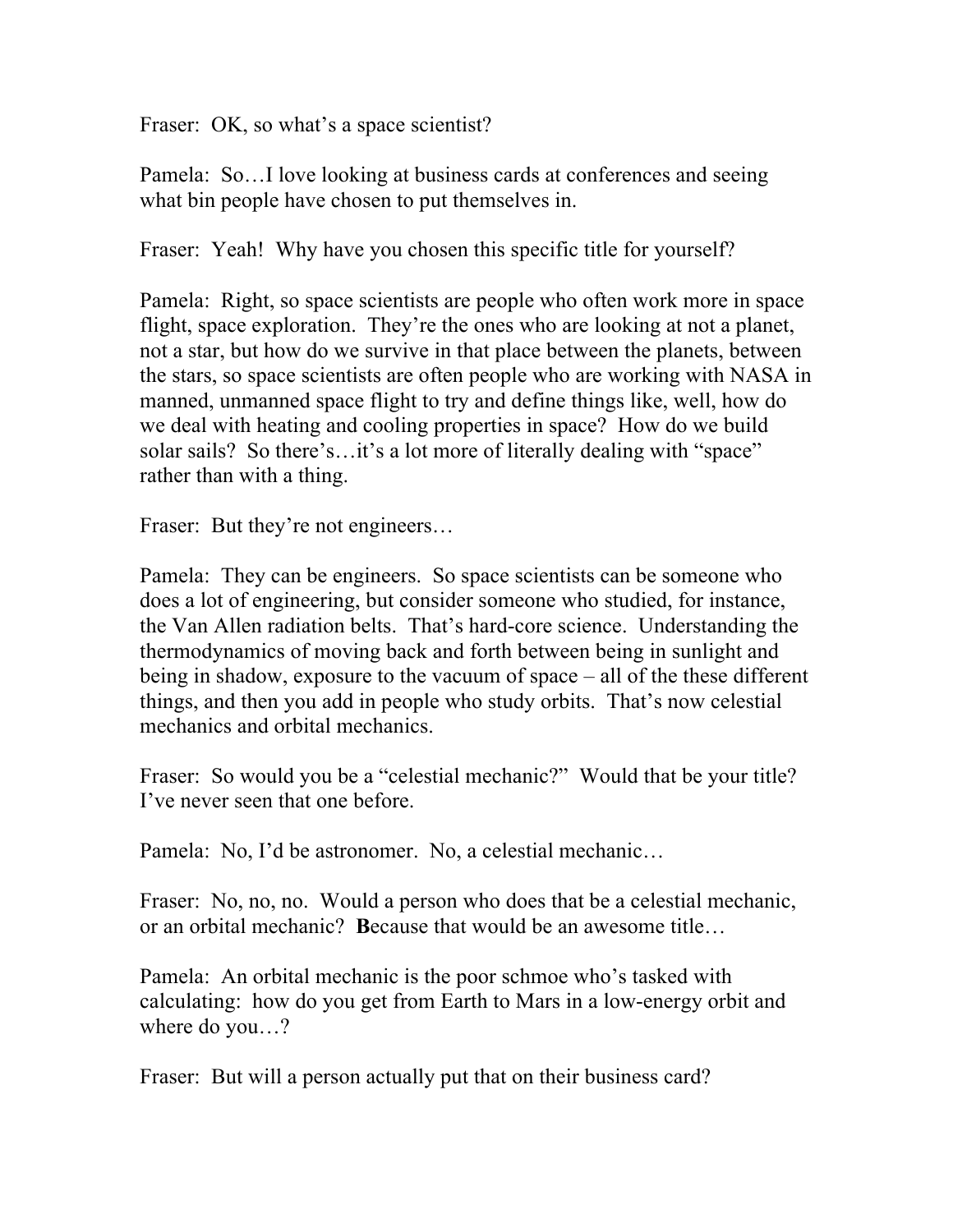Fraser: OK, so what's a space scientist?

Pamela: So…I love looking at business cards at conferences and seeing what bin people have chosen to put themselves in.

Fraser: Yeah! Why have you chosen this specific title for yourself?

Pamela: Right, so space scientists are people who often work more in space flight, space exploration. They're the ones who are looking at not a planet, not a star, but how do we survive in that place between the planets, between the stars, so space scientists are often people who are working with NASA in manned, unmanned space flight to try and define things like, well, how do we deal with heating and cooling properties in space? How do we build solar sails? So there's…it's a lot more of literally dealing with "space" rather than with a thing.

Fraser: But they're not engineers…

Pamela: They can be engineers. So space scientists can be someone who does a lot of engineering, but consider someone who studied, for instance, the Van Allen radiation belts. That's hard-core science. Understanding the thermodynamics of moving back and forth between being in sunlight and being in shadow, exposure to the vacuum of space – all of the these different things, and then you add in people who study orbits. That's now celestial mechanics and orbital mechanics.

Fraser: So would you be a "celestial mechanic?" Would that be your title? I've never seen that one before.

Pamela: No, I'd be astronomer. No, a celestial mechanic…

Fraser: No, no, no. Would a person who does that be a celestial mechanic, or an orbital mechanic? **B**ecause that would be an awesome title…

Pamela: An orbital mechanic is the poor schmoe who's tasked with calculating: how do you get from Earth to Mars in a low-energy orbit and where do you…?

Fraser: But will a person actually put that on their business card?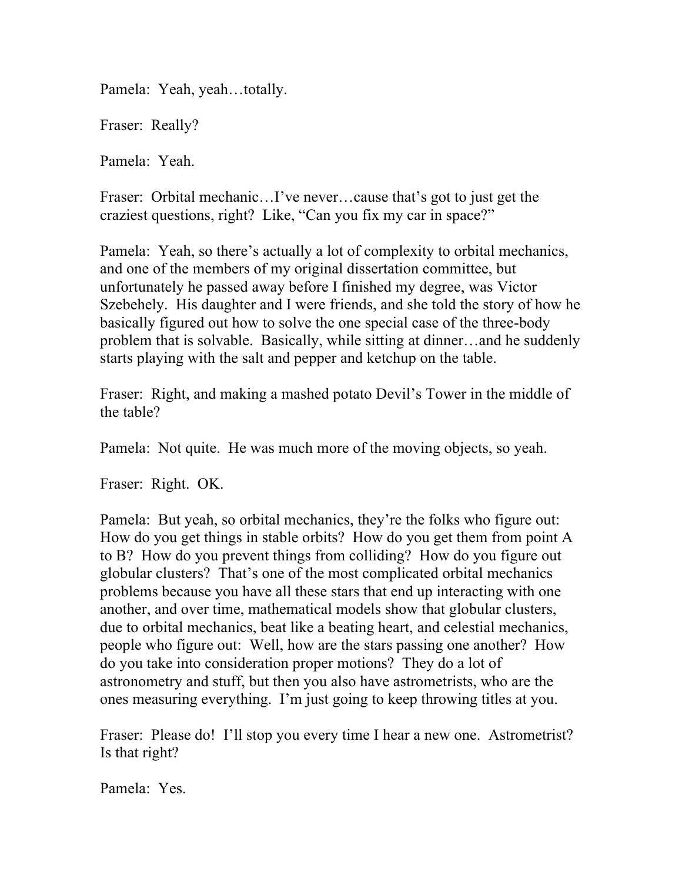Pamela: Yeah, yeah…totally.

Fraser: Really?

Pamela: Yeah.

Fraser: Orbital mechanic…I've never…cause that's got to just get the craziest questions, right? Like, "Can you fix my car in space?"

Pamela: Yeah, so there's actually a lot of complexity to orbital mechanics, and one of the members of my original dissertation committee, but unfortunately he passed away before I finished my degree, was Victor Szebehely. His daughter and I were friends, and she told the story of how he basically figured out how to solve the one special case of the three-body problem that is solvable. Basically, while sitting at dinner…and he suddenly starts playing with the salt and pepper and ketchup on the table.

Fraser: Right, and making a mashed potato Devil's Tower in the middle of the table?

Pamela: Not quite. He was much more of the moving objects, so yeah.

Fraser: Right. OK.

Pamela: But yeah, so orbital mechanics, they're the folks who figure out: How do you get things in stable orbits? How do you get them from point A to B? How do you prevent things from colliding? How do you figure out globular clusters? That's one of the most complicated orbital mechanics problems because you have all these stars that end up interacting with one another, and over time, mathematical models show that globular clusters, due to orbital mechanics, beat like a beating heart, and celestial mechanics, people who figure out: Well, how are the stars passing one another? How do you take into consideration proper motions? They do a lot of astronometry and stuff, but then you also have astrometrists, who are the ones measuring everything. I'm just going to keep throwing titles at you.

Fraser: Please do! I'll stop you every time I hear a new one. Astrometrist? Is that right?

Pamela: Yes.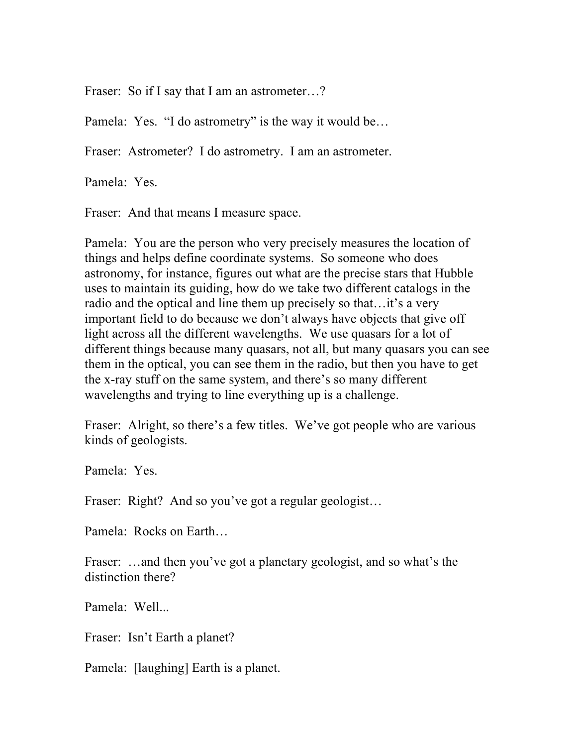Fraser: So if I say that I am an astrometer…?

Pamela: Yes. "I do astrometry" is the way it would be…

Fraser: Astrometer? I do astrometry. I am an astrometer.

Pamela: Yes.

Fraser: And that means I measure space.

Pamela: You are the person who very precisely measures the location of things and helps define coordinate systems. So someone who does astronomy, for instance, figures out what are the precise stars that Hubble uses to maintain its guiding, how do we take two different catalogs in the radio and the optical and line them up precisely so that…it's a very important field to do because we don't always have objects that give off light across all the different wavelengths. We use quasars for a lot of different things because many quasars, not all, but many quasars you can see them in the optical, you can see them in the radio, but then you have to get the x-ray stuff on the same system, and there's so many different wavelengths and trying to line everything up is a challenge.

Fraser: Alright, so there's a few titles. We've got people who are various kinds of geologists.

Pamela: Yes.

Fraser: Right? And so you've got a regular geologist…

Pamela: Rocks on Earth…

Fraser: …and then you've got a planetary geologist, and so what's the distinction there?

Pamela: Well...

Fraser: Isn't Earth a planet?

Pamela: [laughing] Earth is a planet.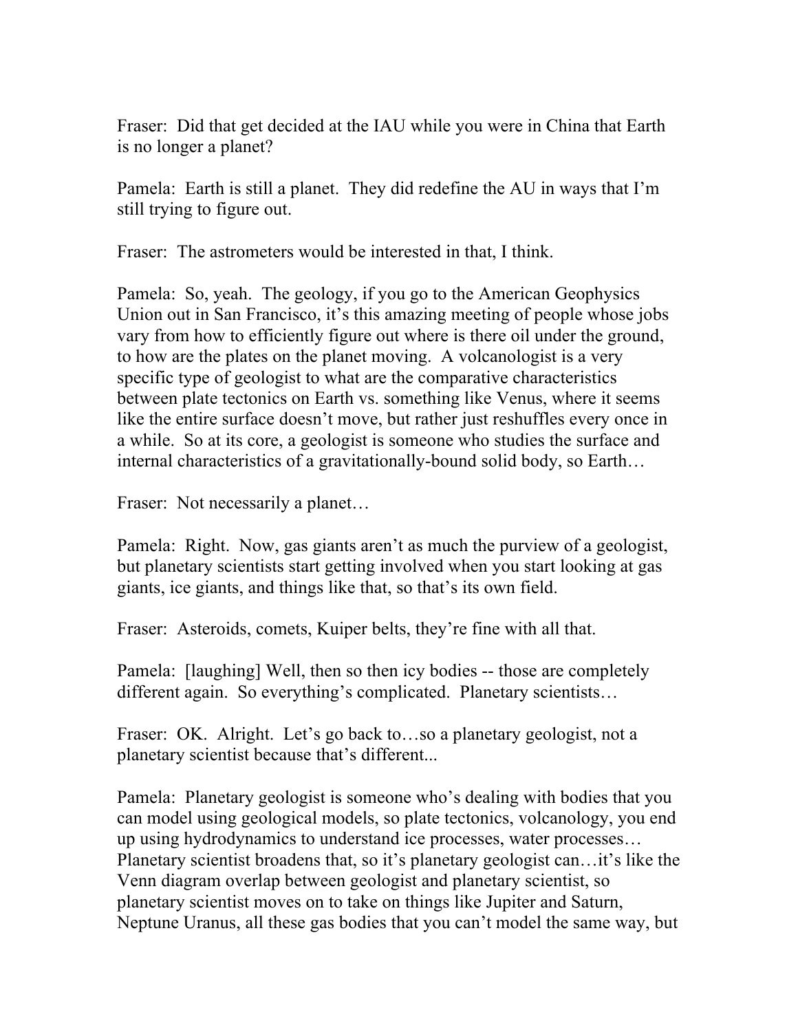Fraser: Did that get decided at the IAU while you were in China that Earth is no longer a planet?

Pamela: Earth is still a planet. They did redefine the AU in ways that I'm still trying to figure out.

Fraser: The astrometers would be interested in that, I think.

Pamela: So, yeah. The geology, if you go to the American Geophysics Union out in San Francisco, it's this amazing meeting of people whose jobs vary from how to efficiently figure out where is there oil under the ground, to how are the plates on the planet moving. A volcanologist is a very specific type of geologist to what are the comparative characteristics between plate tectonics on Earth vs. something like Venus, where it seems like the entire surface doesn't move, but rather just reshuffles every once in a while. So at its core, a geologist is someone who studies the surface and internal characteristics of a gravitationally-bound solid body, so Earth…

Fraser: Not necessarily a planet…

Pamela: Right. Now, gas giants aren't as much the purview of a geologist, but planetary scientists start getting involved when you start looking at gas giants, ice giants, and things like that, so that's its own field.

Fraser: Asteroids, comets, Kuiper belts, they're fine with all that.

Pamela: [laughing] Well, then so then icy bodies -- those are completely different again. So everything's complicated. Planetary scientists…

Fraser: OK. Alright. Let's go back to…so a planetary geologist, not a planetary scientist because that's different...

Pamela: Planetary geologist is someone who's dealing with bodies that you can model using geological models, so plate tectonics, volcanology, you end up using hydrodynamics to understand ice processes, water processes… Planetary scientist broadens that, so it's planetary geologist can…it's like the Venn diagram overlap between geologist and planetary scientist, so planetary scientist moves on to take on things like Jupiter and Saturn, Neptune Uranus, all these gas bodies that you can't model the same way, but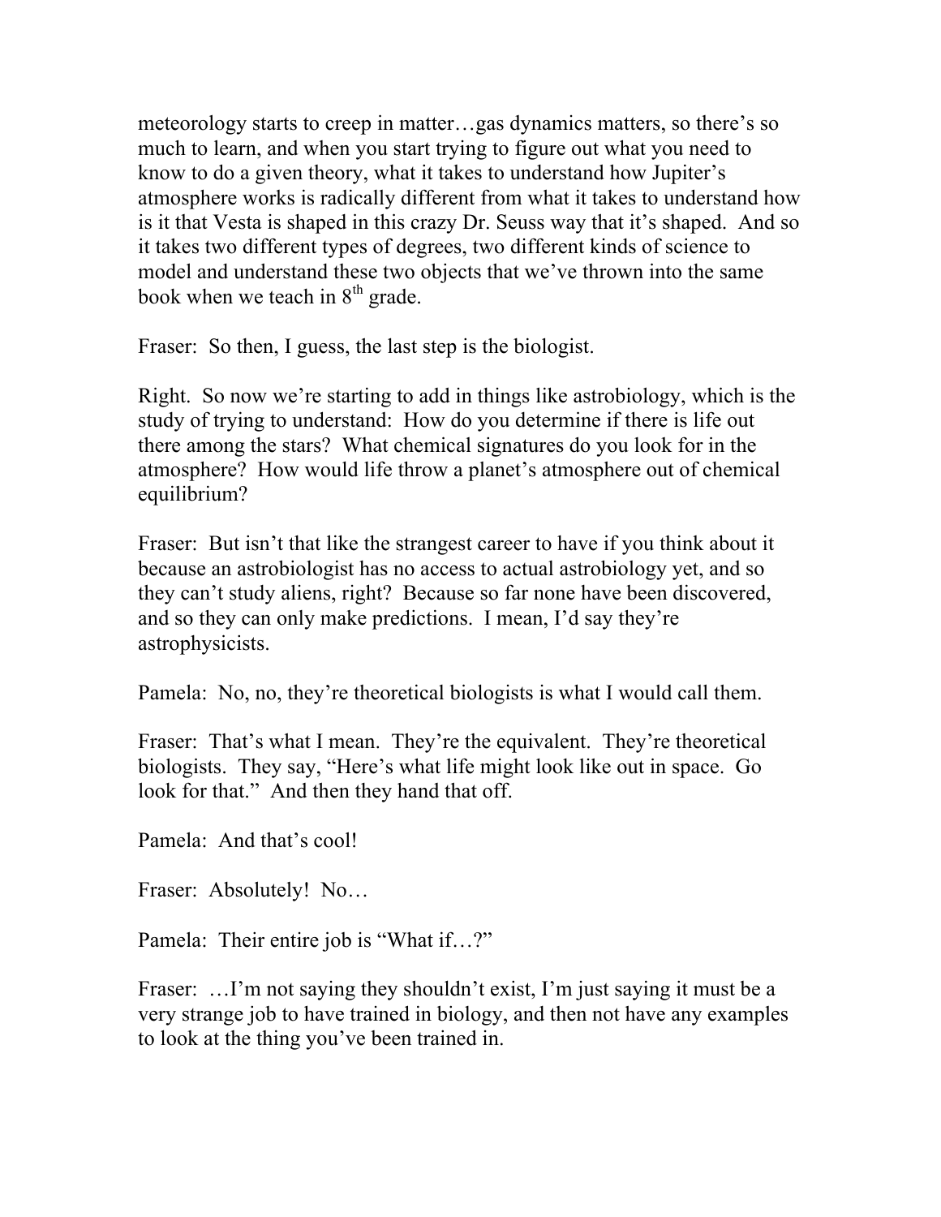meteorology starts to creep in matter…gas dynamics matters, so there's so much to learn, and when you start trying to figure out what you need to know to do a given theory, what it takes to understand how Jupiter's atmosphere works is radically different from what it takes to understand how is it that Vesta is shaped in this crazy Dr. Seuss way that it's shaped. And so it takes two different types of degrees, two different kinds of science to model and understand these two objects that we've thrown into the same book when we teach in 8th grade.

Fraser: So then, I guess, the last step is the biologist.

Right. So now we're starting to add in things like astrobiology, which is the study of trying to understand: How do you determine if there is life out there among the stars? What chemical signatures do you look for in the atmosphere? How would life throw a planet's atmosphere out of chemical equilibrium?

Fraser: But isn't that like the strangest career to have if you think about it because an astrobiologist has no access to actual astrobiology yet, and so they can't study aliens, right? Because so far none have been discovered, and so they can only make predictions. I mean, I'd say they're astrophysicists.

Pamela: No, no, they're theoretical biologists is what I would call them.

Fraser: That's what I mean. They're the equivalent. They're theoretical biologists. They say, "Here's what life might look like out in space. Go look for that." And then they hand that off.

Pamela: And that's cool!

Fraser: Absolutely! No…

Pamela: Their entire job is "What if…?"

Fraser: …I'm not saying they shouldn't exist, I'm just saying it must be a very strange job to have trained in biology, and then not have any examples to look at the thing you've been trained in.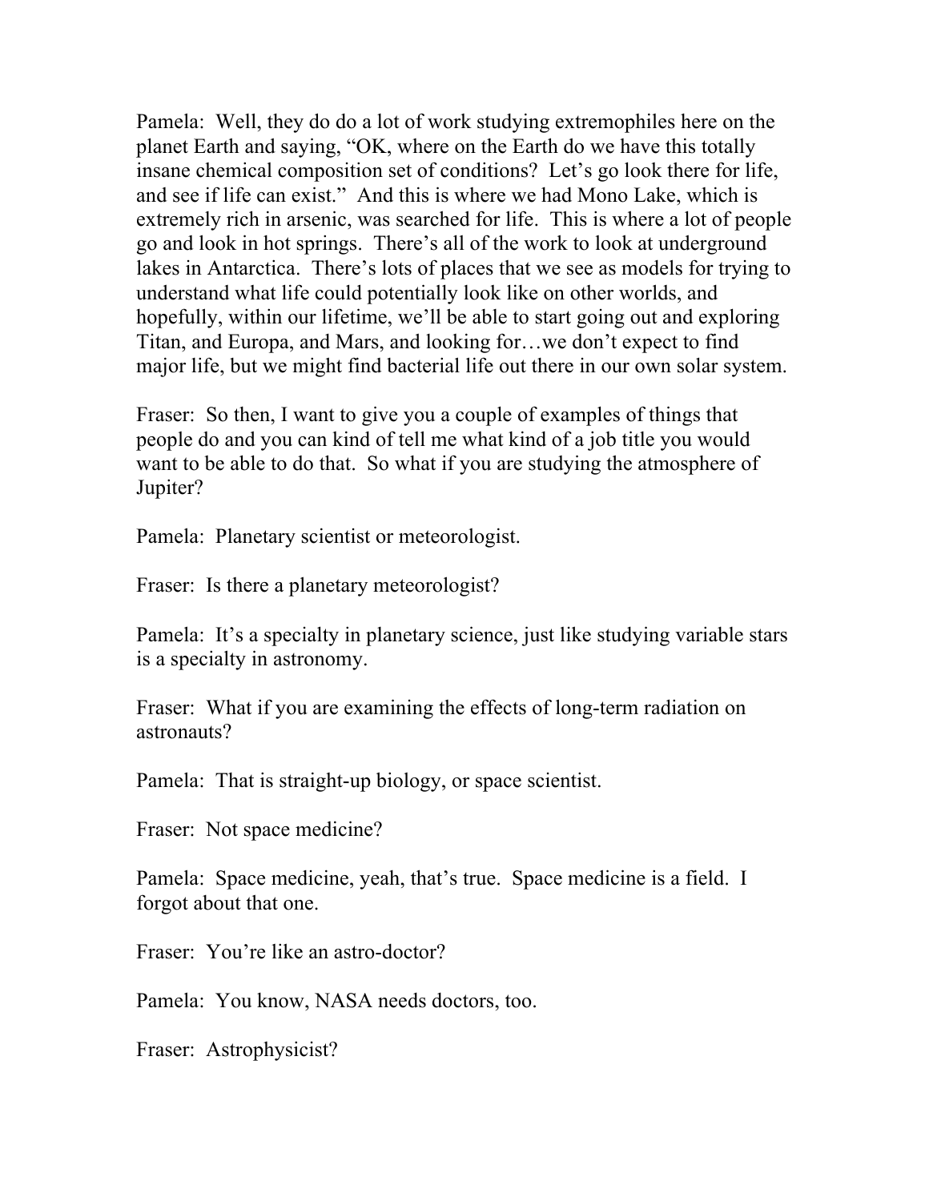Pamela: Well, they do do a lot of work studying extremophiles here on the planet Earth and saying, "OK, where on the Earth do we have this totally insane chemical composition set of conditions? Let's go look there for life, and see if life can exist." And this is where we had Mono Lake, which is extremely rich in arsenic, was searched for life. This is where a lot of people go and look in hot springs. There's all of the work to look at underground lakes in Antarctica. There's lots of places that we see as models for trying to understand what life could potentially look like on other worlds, and hopefully, within our lifetime, we'll be able to start going out and exploring Titan, and Europa, and Mars, and looking for…we don't expect to find major life, but we might find bacterial life out there in our own solar system.

Fraser: So then, I want to give you a couple of examples of things that people do and you can kind of tell me what kind of a job title you would want to be able to do that. So what if you are studying the atmosphere of Jupiter?

Pamela: Planetary scientist or meteorologist.

Fraser: Is there a planetary meteorologist?

Pamela: It's a specialty in planetary science, just like studying variable stars is a specialty in astronomy.

Fraser: What if you are examining the effects of long-term radiation on astronauts?

Pamela: That is straight-up biology, or space scientist.

Fraser: Not space medicine?

Pamela: Space medicine, yeah, that's true. Space medicine is a field. I forgot about that one.

Fraser: You're like an astro-doctor?

Pamela: You know, NASA needs doctors, too.

Fraser: Astrophysicist?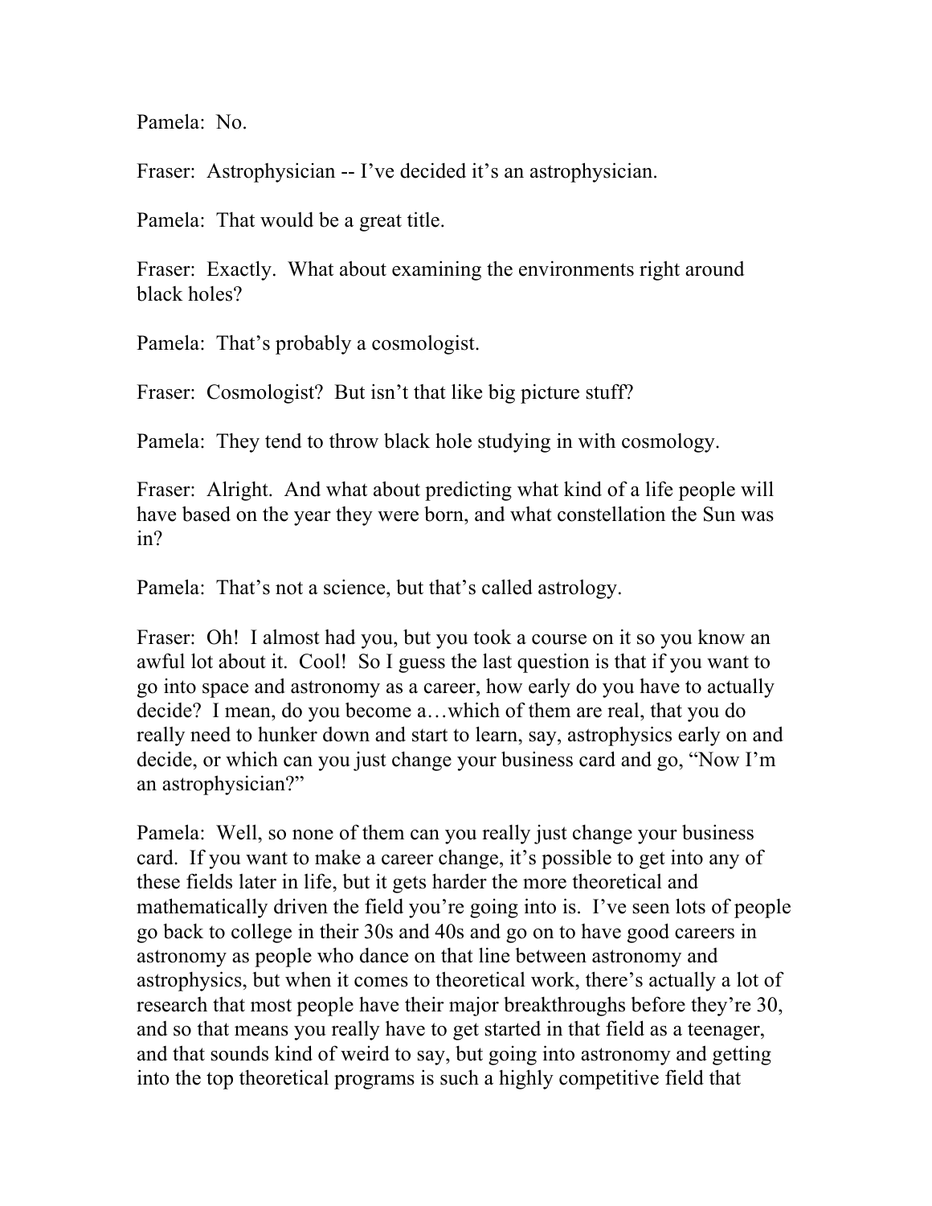Pamela: No.

Fraser: Astrophysician -- I've decided it's an astrophysician.

Pamela: That would be a great title.

Fraser: Exactly. What about examining the environments right around black holes?

Pamela: That's probably a cosmologist.

Fraser: Cosmologist? But isn't that like big picture stuff?

Pamela: They tend to throw black hole studying in with cosmology.

Fraser: Alright. And what about predicting what kind of a life people will have based on the year they were born, and what constellation the Sun was in?

Pamela: That's not a science, but that's called astrology.

Fraser: Oh! I almost had you, but you took a course on it so you know an awful lot about it. Cool! So I guess the last question is that if you want to go into space and astronomy as a career, how early do you have to actually decide? I mean, do you become a…which of them are real, that you do really need to hunker down and start to learn, say, astrophysics early on and decide, or which can you just change your business card and go, "Now I'm an astrophysician?"

Pamela: Well, so none of them can you really just change your business card. If you want to make a career change, it's possible to get into any of these fields later in life, but it gets harder the more theoretical and mathematically driven the field you're going into is. I've seen lots of people go back to college in their 30s and 40s and go on to have good careers in astronomy as people who dance on that line between astronomy and astrophysics, but when it comes to theoretical work, there's actually a lot of research that most people have their major breakthroughs before they're 30, and so that means you really have to get started in that field as a teenager, and that sounds kind of weird to say, but going into astronomy and getting into the top theoretical programs is such a highly competitive field that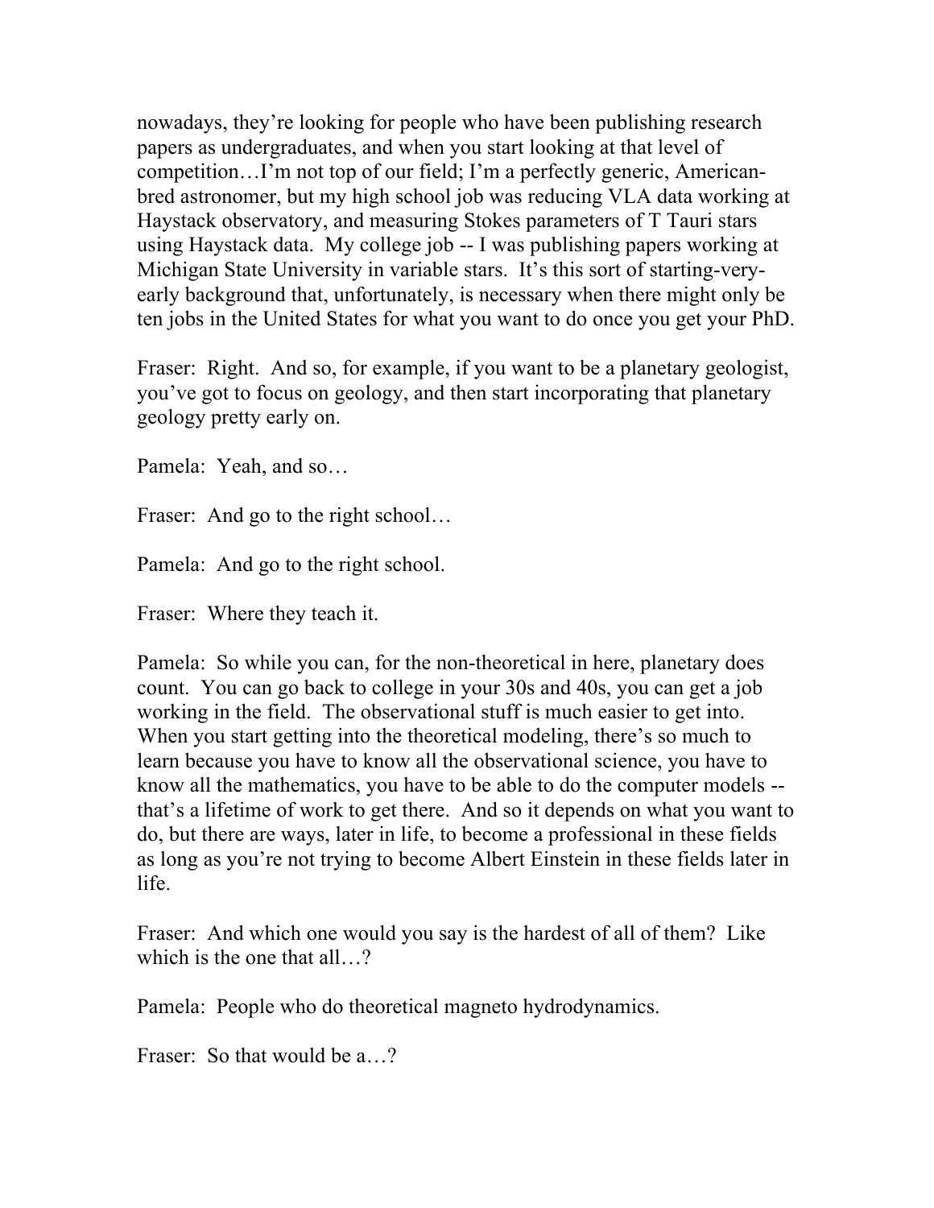nowadays, they're looking for people who have been publishing research papers as undergraduates, and when you start looking at that level of competition…I'm not top of our field; I'm a perfectly generic, American-bred astronomer, but my high school job was reducing VLA data working at Haystack observatory, and measuring Stokes parameters of T Tauri stars using Haystack data. My college job -- I was publishing papers working at Michigan State University in variable stars. It's this sort of starting-very-early background that, unfortunately, is necessary when there might only be ten jobs in the United States for what you want to do once you get your PhD.

Fraser: Right. And so, for example, if you want to be a planetary geologist, you've got to focus on geology, and then start incorporating that planetary geology pretty early on.

Pamela: Yeah, and so…

Fraser: And go to the right school…

Pamela: And go to the right school.

Fraser: Where they teach it.

Pamela: So while you can, for the non-theoretical in here, planetary does count. You can go back to college in your 30s and 40s, you can get a job working in the field. The observational stuff is much easier to get into. When you start getting into the theoretical modeling, there's so much to learn because you have to know all the observational science, you have to know all the mathematics, you have to be able to do the computer models -- that's a lifetime of work to get there. And so it depends on what you want to do, but there are ways, later in life, to become a professional in these fields as long as you're not trying to become Albert Einstein in these fields later in life.

Fraser: And which one would you say is the hardest of all of them? Like which is the one that all…?

Pamela: People who do theoretical magneto hydrodynamics.

Fraser: So that would be a…?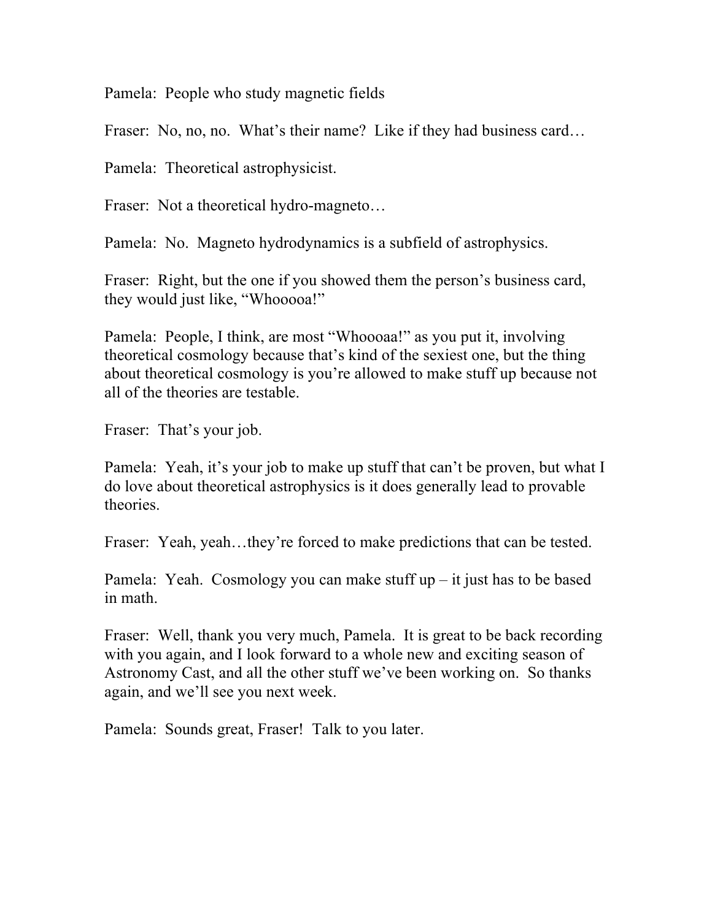Pamela: People who study magnetic fields

Fraser: No, no, no. What's their name? Like if they had business card…

Pamela: Theoretical astrophysicist.

Fraser: Not a theoretical hydro-magneto…

Pamela: No. Magneto hydrodynamics is a subfield of astrophysics.

Fraser: Right, but the one if you showed them the person's business card, they would just like, "Whooooa!"

Pamela: People, I think, are most "Whoooaa!" as you put it, involving theoretical cosmology because that's kind of the sexiest one, but the thing about theoretical cosmology is you're allowed to make stuff up because not all of the theories are testable.

Fraser: That's your job.

Pamela: Yeah, it's your job to make up stuff that can't be proven, but what I do love about theoretical astrophysics is it does generally lead to provable theories.

Fraser: Yeah, yeah…they're forced to make predictions that can be tested.

Pamela: Yeah. Cosmology you can make stuff up – it just has to be based in math.

Fraser: Well, thank you very much, Pamela. It is great to be back recording with you again, and I look forward to a whole new and exciting season of Astronomy Cast, and all the other stuff we've been working on. So thanks again, and we'll see you next week.

Pamela: Sounds great, Fraser! Talk to you later.